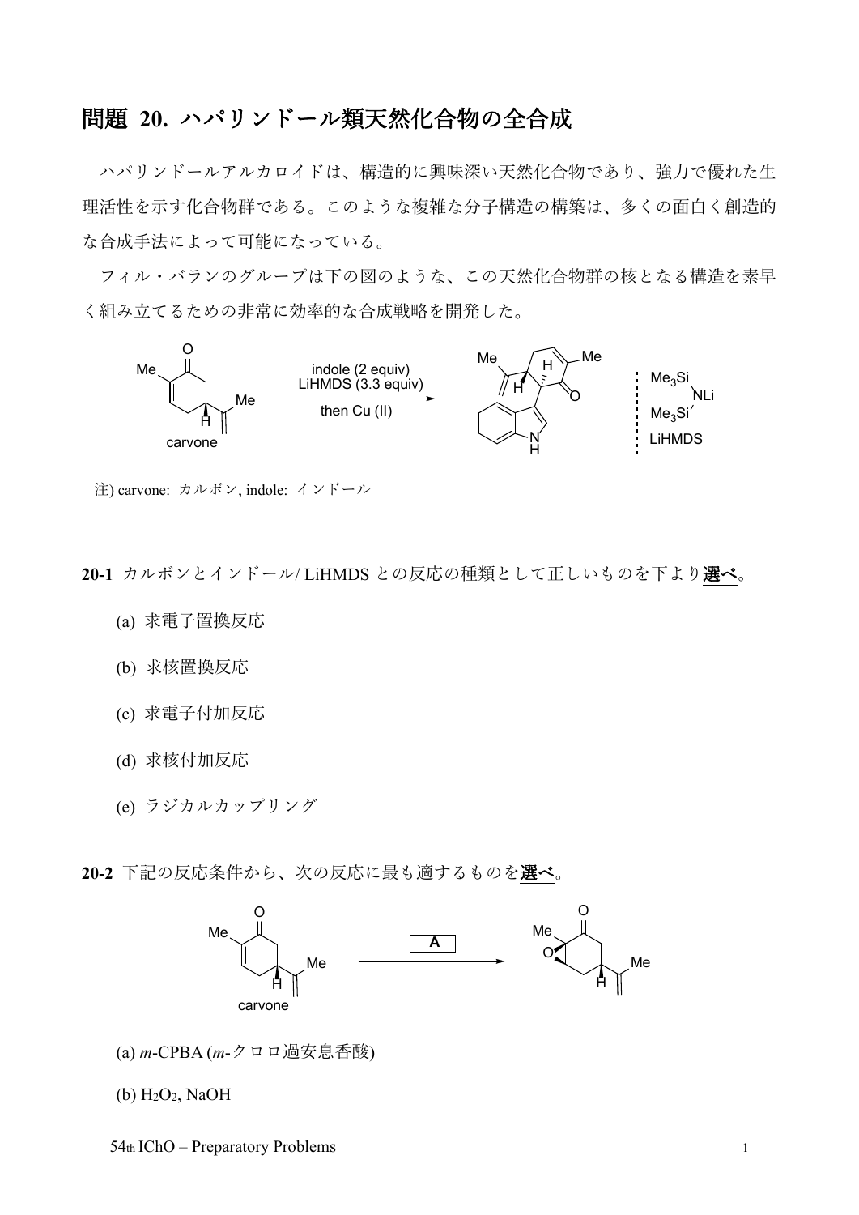# 問題 20. ハパリンドール類天然化合物の全合成

ハパリンドールアルカロイドは、構造的に興味深い天然化合物であり、強力で優れた生理活性を示す化合物群である。このような複雑な分子構造の構築は、多くの面白く創造的な合成手法によって可能になっている。

フィル・バランのグループは下の図のような、この天然化合物群の核となる構造を素早く組み立てるための非常に効率的な合成戦略を開発した。

carvone → indole (2 equiv), LiHMDS (3.3 equiv), then Cu (II)

LiHMDS: $(Me_3Si)_2NLi$

注) carvone: カルボン, indole: インドール

**20-1** カルボンとインドール/ LiHMDS との反応の種類として正しいものを下より**選べ**。

(a) 求電子置換反応

(b) 求核置換反応

(c) 求電子付加反応

(d) 求核付加反応

(e) ラジカルカップリング

**20-2** 下記の反応条件から、次の反応に最も適するものを**選べ**。

carvone → **A**

(a) *m*-CPBA (*m*-クロロ過安息香酸)

(b) $H_2O_2$, NaOH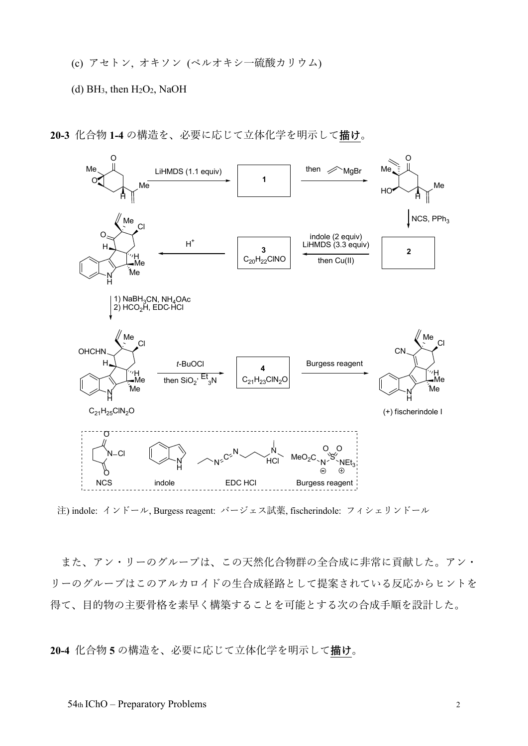(c) アセトン, オキソン (ペルオキシ一硫酸カリウム)

(d) $BH_3$, then $H_2O_2$, NaOH

**20-3** 化合物 **1-4** の構造を、必要に応じて立体化学を明示して**描け**。

LiHMDS (1.1 equiv) → **1** → then MgBr → NCS, $PPh_3$ → **2** → indole (2 equiv) LiHMDS (3.3 equiv) then Cu(II) → **3** $C_{20}H_{22}ClNO$ → $H^+$ → 1) $NaBH_3CN$, $NH_4OAc$ 2) $HCO_2H$, EDC·HCl → $C_{21}H_{25}ClN_2O$ → *t*-BuOCl then $SiO_2$, $Et_3N$ → **4** $C_{21}H_{23}ClN_2O$ → Burgess reagent → (+) fischerindole I

NCS　indole　EDC HCl　Burgess reagent

注) indole: インドール, Burgess reagent: バージェス試薬, fischerindole: フィシェリンドール

また、アン・リーのグループは、この天然化合物群の全合成に非常に貢献した。アン・リーのグループはこのアルカロイドの生合成経路として提案されている反応からヒントを得て、目的物の主要骨格を素早く構築することを可能とする次の合成手順を設計した。

**20-4** 化合物 **5** の構造を、必要に応じて立体化学を明示して**描け**。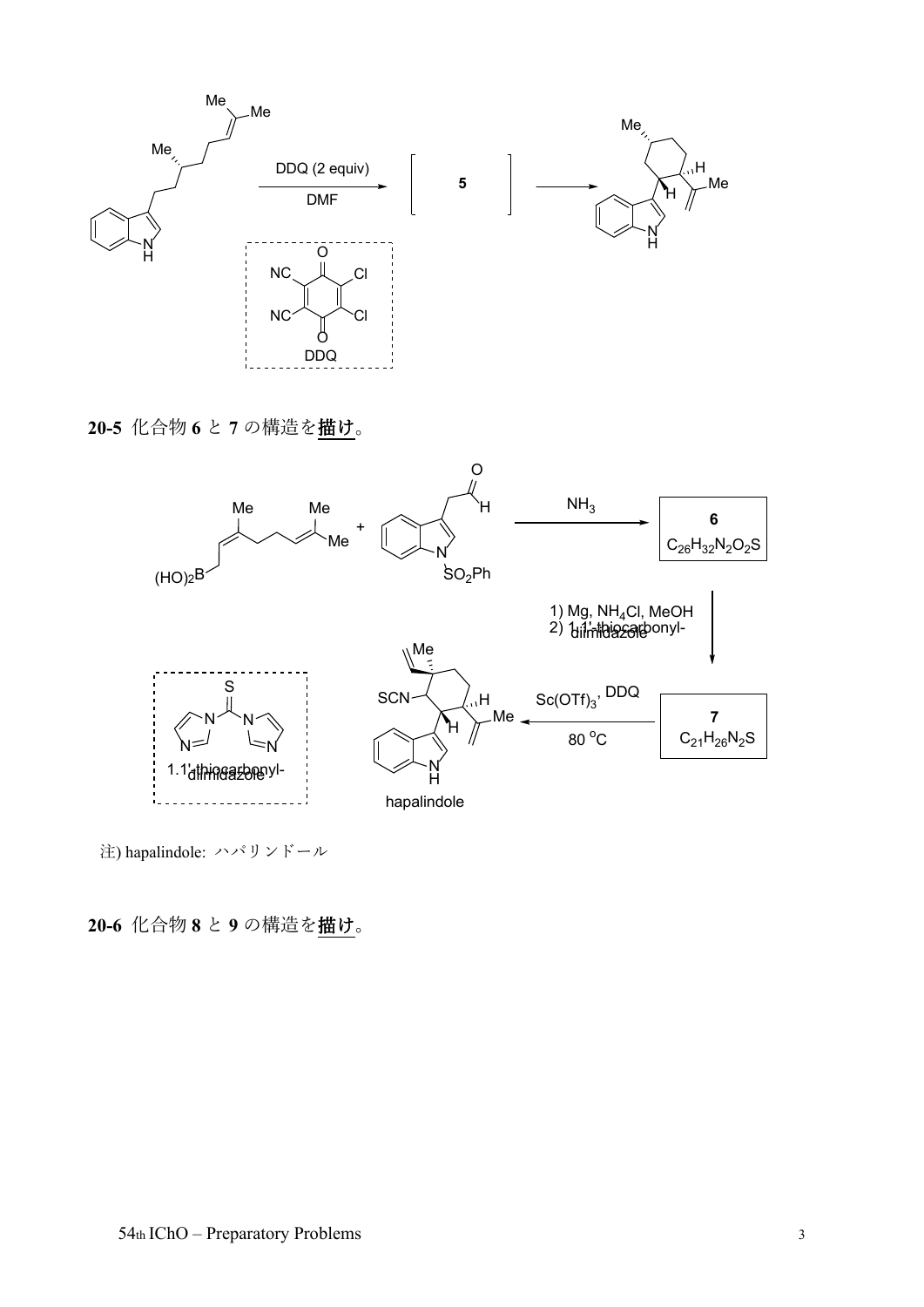Me

Me

Me

DDQ (2 equiv)

DMF

**5**

Me

H

Me

H

NC

NC

O

O

Cl

Cl

DDQ

**20-5** 化合物 **6** と **7** の構造を<u>描け</u>。

Me

Me

Me

$(HO)_2B$

+

O

H

$SO_2Ph$

$NH_3$

**6**

$C_{26}H_{32}N_2O_2S$

1) Mg, $NH_4Cl$, MeOH

2) 1,1'-thiocarbonyl-diimidazole

S

1,1'-thiocarbonyl-diimidazole

Me

SCN

H

H

Me

hapalindole

$Sc(OTf)_3$, DDQ

80 °C

**7**

$C_{21}H_{26}N_2S$

注) hapalindole: ハパリンドール

**20-6** 化合物 **8** と **9** の構造を<u>描け</u>。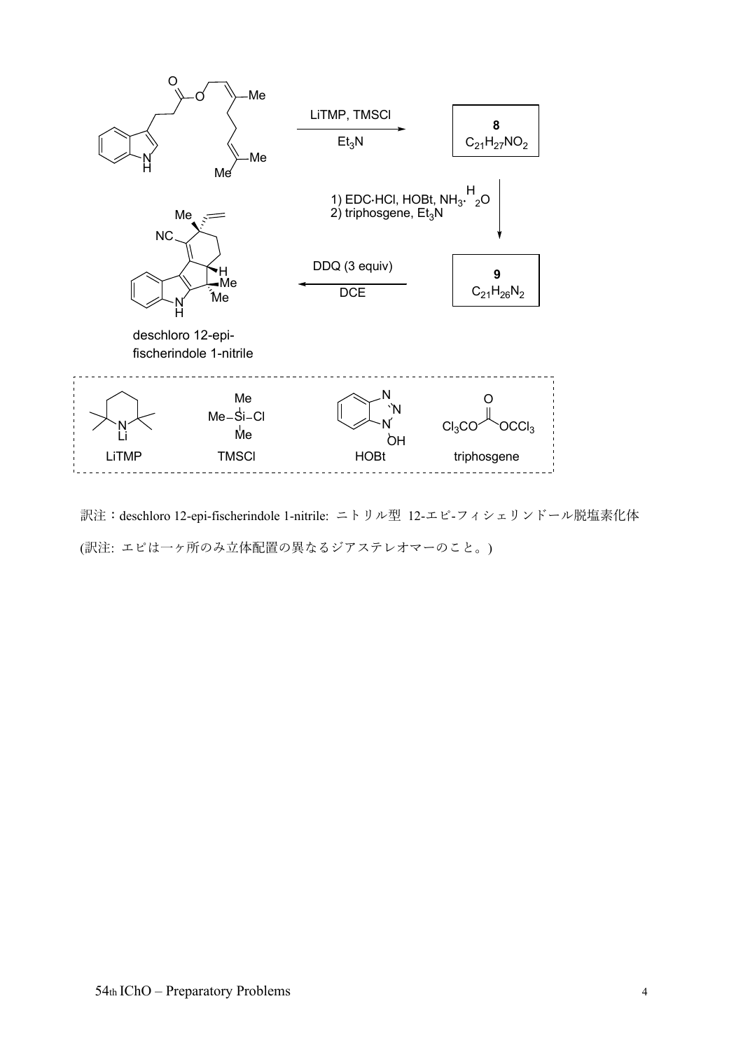LiTMP, TMSCl

$Et_3N$

**8**

$C_{21}H_{27}NO_2$

1) EDC·HCl, HOBt, $NH_3 \cdot H_2O$
2) triphosgene, $Et_3N$

**9**

$C_{21}H_{26}N_2$

DDQ (3 equiv)

DCE

deschloro 12-epi-fischerindole 1-nitrile

LiTMP　TMSCl　HOBt　triphosgene

訳注：deschloro 12-epi-fischerindole 1-nitrile: ニトリル型 12-エピ-フィシェリンドール脱塩素化体

(訳注: エピは一ヶ所のみ立体配置の異なるジアステレオマーのこと。)